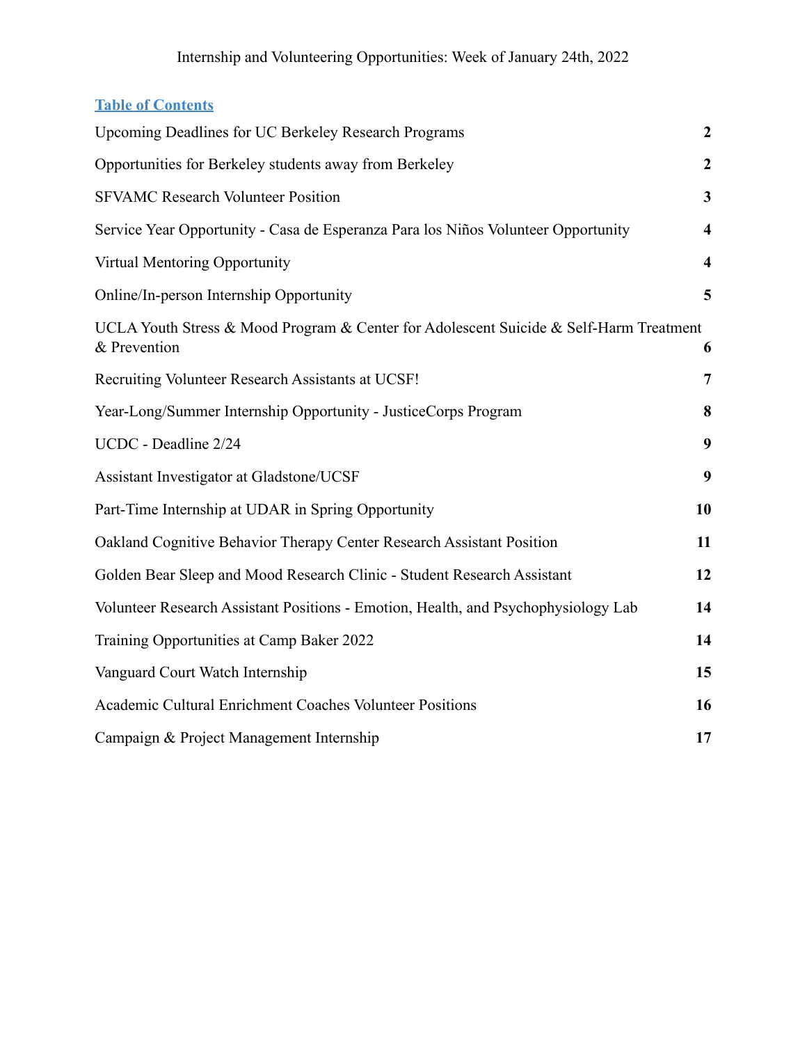Internship and Volunteering Opportunities: Week of January 24th, 2022

## Table of Contents

| | |
|---|---|
| Upcoming Deadlines for UC Berkeley Research Programs | **2** |
| Opportunities for Berkeley students away from Berkeley | **2** |
| SFVAMC Research Volunteer Position | **3** |
| Service Year Opportunity - Casa de Esperanza Para los Niños Volunteer Opportunity | **4** |
| Virtual Mentoring Opportunity | **4** |
| Online/In-person Internship Opportunity | **5** |
| UCLA Youth Stress & Mood Program & Center for Adolescent Suicide & Self-Harm Treatment & Prevention | **6** |
| Recruiting Volunteer Research Assistants at UCSF! | **7** |
| Year-Long/Summer Internship Opportunity - JusticeCorps Program | **8** |
| UCDC - Deadline 2/24 | **9** |
| Assistant Investigator at Gladstone/UCSF | **9** |
| Part-Time Internship at UDAR in Spring Opportunity | **10** |
| Oakland Cognitive Behavior Therapy Center Research Assistant Position | **11** |
| Golden Bear Sleep and Mood Research Clinic - Student Research Assistant | **12** |
| Volunteer Research Assistant Positions - Emotion, Health, and Psychophysiology Lab | **14** |
| Training Opportunities at Camp Baker 2022 | **14** |
| Vanguard Court Watch Internship | **15** |
| Academic Cultural Enrichment Coaches Volunteer Positions | **16** |
| Campaign & Project Management Internship | **17** |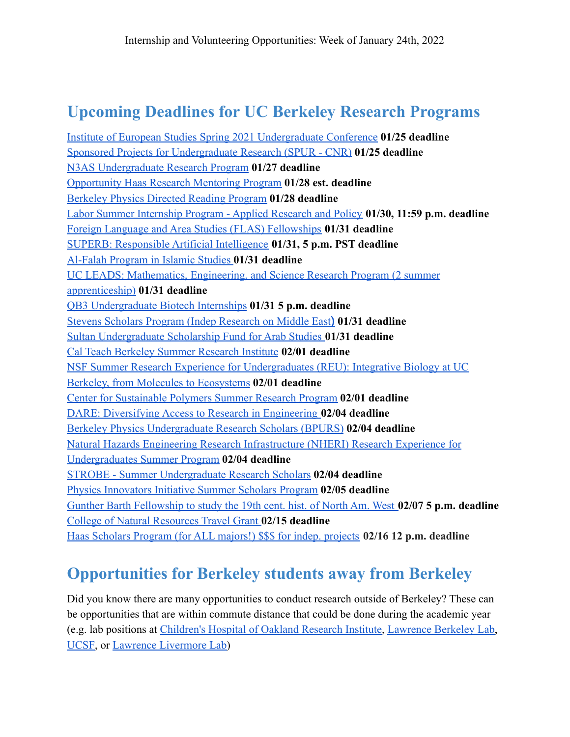## Upcoming Deadlines for UC Berkeley Research Programs

Institute of European Studies Spring 2021 Undergraduate Conference **01/25 deadline**
Sponsored Projects for Undergraduate Research (SPUR - CNR) **01/25 deadline**
N3AS Undergraduate Research Program **01/27 deadline**
Opportunity Haas Research Mentoring Program **01/28 est. deadline**
Berkeley Physics Directed Reading Program **01/28 deadline**
Labor Summer Internship Program - Applied Research and Policy **01/30, 11:59 p.m. deadline**
Foreign Language and Area Studies (FLAS) Fellowships **01/31 deadline**
SUPERB: Responsible Artificial Intelligence **01/31, 5 p.m. PST deadline**
Al-Falah Program in Islamic Studies **01/31 deadline**
UC LEADS: Mathematics, Engineering, and Science Research Program (2 summer apprenticeship) **01/31 deadline**
QB3 Undergraduate Biotech Internships **01/31 5 p.m. deadline**
Stevens Scholars Program (Indep Research on Middle East) **01/31 deadline**
Sultan Undergraduate Scholarship Fund for Arab Studies **01/31 deadline**
Cal Teach Berkeley Summer Research Institute **02/01 deadline**
NSF Summer Research Experience for Undergraduates (REU): Integrative Biology at UC Berkeley, from Molecules to Ecosystems **02/01 deadline**
Center for Sustainable Polymers Summer Research Program **02/01 deadline**
DARE: Diversifying Access to Research in Engineering **02/04 deadline**
Berkeley Physics Undergraduate Research Scholars (BPURS) **02/04 deadline**
Natural Hazards Engineering Research Infrastructure (NHERI) Research Experience for Undergraduates Summer Program **02/04 deadline**
STROBE - Summer Undergraduate Research Scholars **02/04 deadline**
Physics Innovators Initiative Summer Scholars Program **02/05 deadline**
Gunther Barth Fellowship to study the 19th cent. hist. of North Am. West **02/07 5 p.m. deadline**
College of Natural Resources Travel Grant **02/15 deadline**
Haas Scholars Program (for ALL majors!) $$$ for indep. projects **02/16 12 p.m. deadline**

## Opportunities for Berkeley students away from Berkeley

Did you know there are many opportunities to conduct research outside of Berkeley? These can be opportunities that are within commute distance that could be done during the academic year (e.g. lab positions at Children's Hospital of Oakland Research Institute, Lawrence Berkeley Lab, UCSF, or Lawrence Livermore Lab)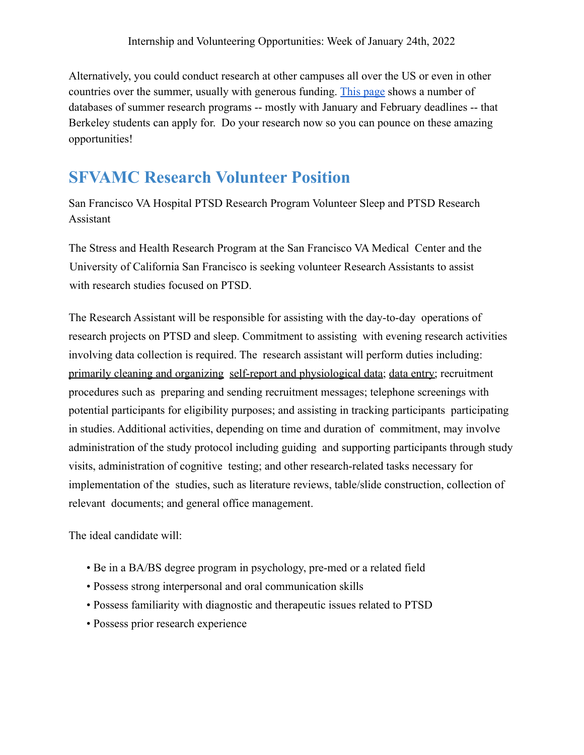Alternatively, you could conduct research at other campuses all over the US or even in other countries over the summer, usually with generous funding. This page shows a number of databases of summer research programs -- mostly with January and February deadlines -- that Berkeley students can apply for. Do your research now so you can pounce on these amazing opportunities!

## SFVAMC Research Volunteer Position

San Francisco VA Hospital PTSD Research Program Volunteer Sleep and PTSD Research Assistant

The Stress and Health Research Program at the San Francisco VA Medical Center and the University of California San Francisco is seeking volunteer Research Assistants to assist with research studies focused on PTSD.

The Research Assistant will be responsible for assisting with the day-to-day operations of research projects on PTSD and sleep. Commitment to assisting with evening research activities involving data collection is required. The research assistant will perform duties including: primarily cleaning and organizing self-report and physiological data; data entry; recruitment procedures such as preparing and sending recruitment messages; telephone screenings with potential participants for eligibility purposes; and assisting in tracking participants participating in studies. Additional activities, depending on time and duration of commitment, may involve administration of the study protocol including guiding and supporting participants through study visits, administration of cognitive testing; and other research-related tasks necessary for implementation of the studies, such as literature reviews, table/slide construction, collection of relevant documents; and general office management.

The ideal candidate will:

- Be in a BA/BS degree program in psychology, pre-med or a related field
- Possess strong interpersonal and oral communication skills
- Possess familiarity with diagnostic and therapeutic issues related to PTSD
- Possess prior research experience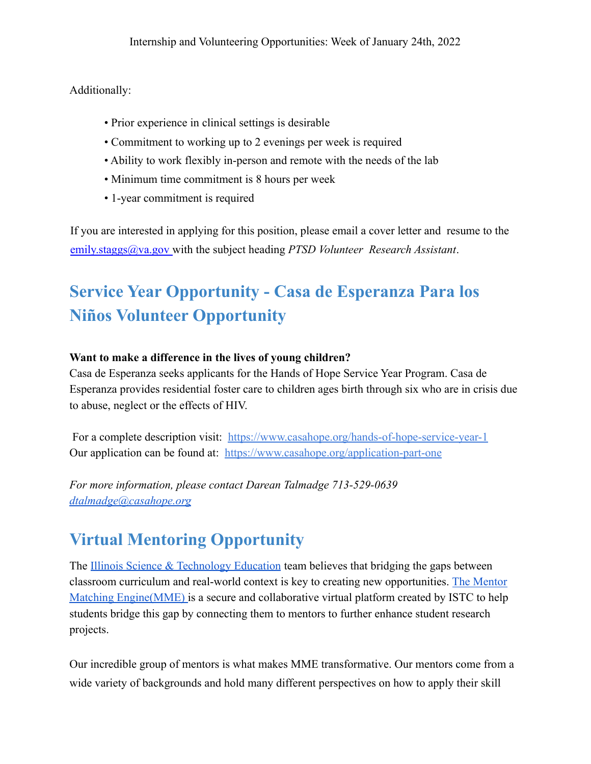Additionally:

- Prior experience in clinical settings is desirable
- Commitment to working up to 2 evenings per week is required
- Ability to work flexibly in-person and remote with the needs of the lab
- Minimum time commitment is 8 hours per week
- 1-year commitment is required

If you are interested in applying for this position, please email a cover letter and resume to the [emily.staggs@va.gov](mailto:emily.staggs@va.gov) with the subject heading *PTSD Volunteer Research Assistant*.

## Service Year Opportunity - Casa de Esperanza Para los Niños Volunteer Opportunity

**Want to make a difference in the lives of young children?**
Casa de Esperanza seeks applicants for the Hands of Hope Service Year Program. Casa de Esperanza provides residential foster care to children ages birth through six who are in crisis due to abuse, neglect or the effects of HIV.

For a complete description visit: [https://www.casahope.org/hands-of-hope-service-year-1](https://www.casahope.org/hands-of-hope-service-year-1)
Our application can be found at: [https://www.casahope.org/application-part-one](https://www.casahope.org/application-part-one)

*For more information, please contact Darean Talmadge 713-529-0639*
*[dtalmadge@casahope.org](mailto:dtalmadge@casahope.org)*

## Virtual Mentoring Opportunity

The [Illinois Science & Technology Education]() team believes that bridging the gaps between classroom curriculum and real-world context is key to creating new opportunities. [The Mentor Matching Engine(MME)]() is a secure and collaborative virtual platform created by ISTC to help students bridge this gap by connecting them to mentors to further enhance student research projects.

Our incredible group of mentors is what makes MME transformative. Our mentors come from a wide variety of backgrounds and hold many different perspectives on how to apply their skill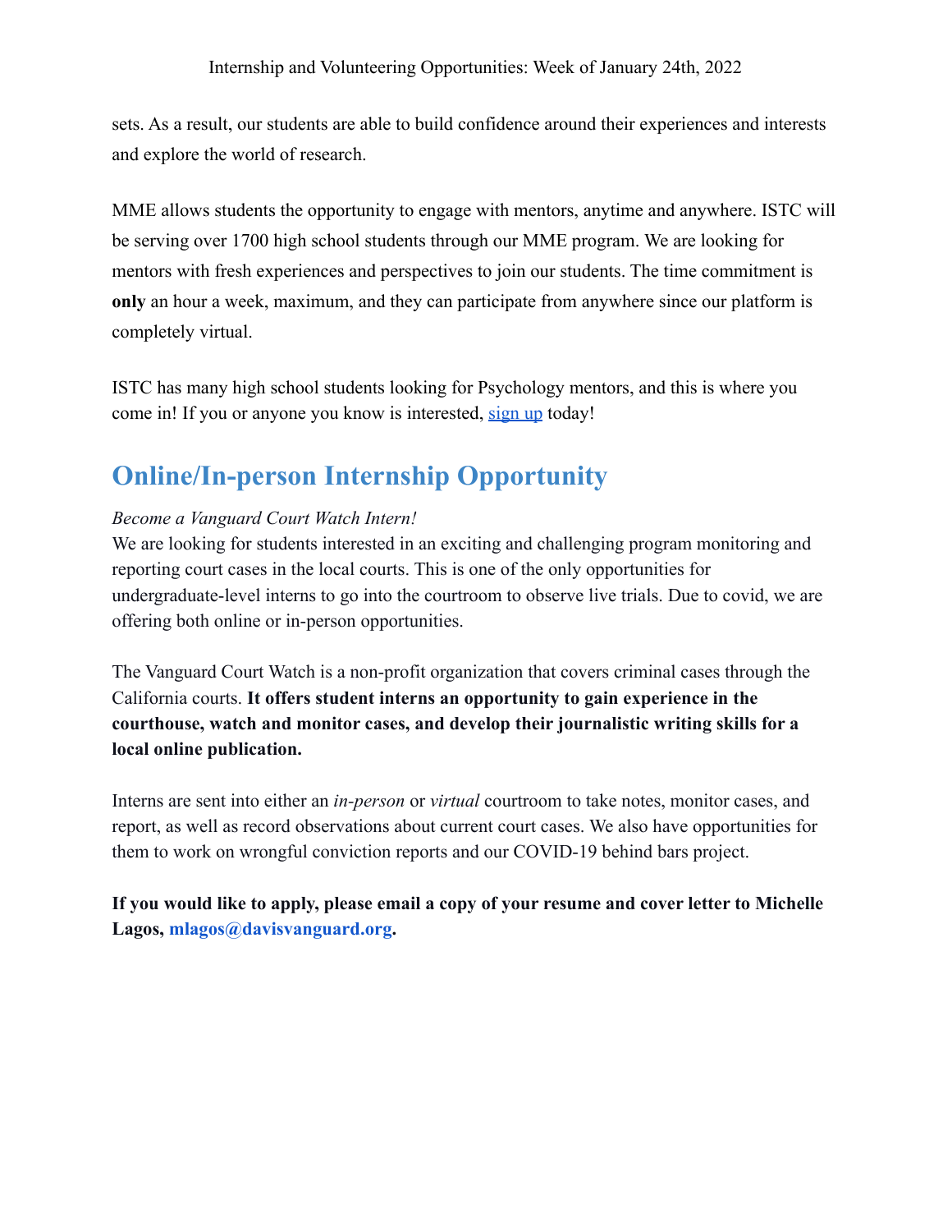sets. As a result, our students are able to build confidence around their experiences and interests and explore the world of research.

MME allows students the opportunity to engage with mentors, anytime and anywhere. ISTC will be serving over 1700 high school students through our MME program. We are looking for mentors with fresh experiences and perspectives to join our students. The time commitment is **only** an hour a week, maximum, and they can participate from anywhere since our platform is completely virtual.

ISTC has many high school students looking for Psychology mentors, and this is where you come in! If you or anyone you know is interested, [sign up](#) today!

## Online/In-person Internship Opportunity

*Become a Vanguard Court Watch Intern!*

We are looking for students interested in an exciting and challenging program monitoring and reporting court cases in the local courts. This is one of the only opportunities for undergraduate-level interns to go into the courtroom to observe live trials. Due to covid, we are offering both online or in-person opportunities.

The Vanguard Court Watch is a non-profit organization that covers criminal cases through the California courts. **It offers student interns an opportunity to gain experience in the courthouse, watch and monitor cases, and develop their journalistic writing skills for a local online publication.**

Interns are sent into either an *in-person* or *virtual* courtroom to take notes, monitor cases, and report, as well as record observations about current court cases. We also have opportunities for them to work on wrongful conviction reports and our COVID-19 behind bars project.

**If you would like to apply, please email a copy of your resume and cover letter to Michelle Lagos, mlagos@davisvanguard.org.**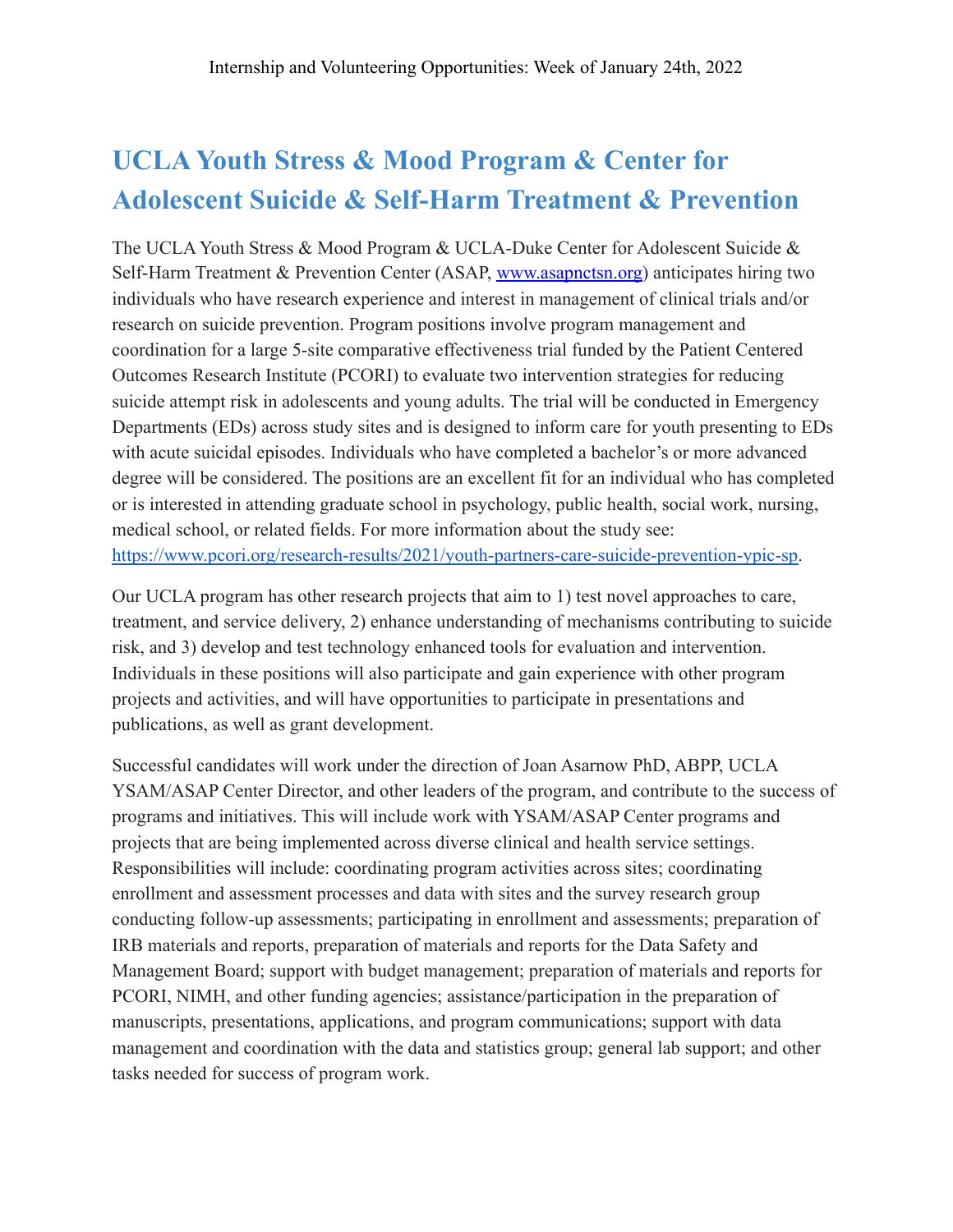# UCLA Youth Stress & Mood Program & Center for Adolescent Suicide & Self-Harm Treatment & Prevention

The UCLA Youth Stress & Mood Program & UCLA-Duke Center for Adolescent Suicide & Self-Harm Treatment & Prevention Center (ASAP, [www.asapnctsn.org](www.asapnctsn.org)) anticipates hiring two individuals who have research experience and interest in management of clinical trials and/or research on suicide prevention. Program positions involve program management and coordination for a large 5-site comparative effectiveness trial funded by the Patient Centered Outcomes Research Institute (PCORI) to evaluate two intervention strategies for reducing suicide attempt risk in adolescents and young adults. The trial will be conducted in Emergency Departments (EDs) across study sites and is designed to inform care for youth presenting to EDs with acute suicidal episodes. Individuals who have completed a bachelor's or more advanced degree will be considered. The positions are an excellent fit for an individual who has completed or is interested in attending graduate school in psychology, public health, social work, nursing, medical school, or related fields. For more information about the study see: [https://www.pcori.org/research-results/2021/youth-partners-care-suicide-prevention-ypic-sp](https://www.pcori.org/research-results/2021/youth-partners-care-suicide-prevention-ypic-sp).

Our UCLA program has other research projects that aim to 1) test novel approaches to care, treatment, and service delivery, 2) enhance understanding of mechanisms contributing to suicide risk, and 3) develop and test technology enhanced tools for evaluation and intervention. Individuals in these positions will also participate and gain experience with other program projects and activities, and will have opportunities to participate in presentations and publications, as well as grant development.

Successful candidates will work under the direction of Joan Asarnow PhD, ABPP, UCLA YSAM/ASAP Center Director, and other leaders of the program, and contribute to the success of programs and initiatives. This will include work with YSAM/ASAP Center programs and projects that are being implemented across diverse clinical and health service settings. Responsibilities will include: coordinating program activities across sites; coordinating enrollment and assessment processes and data with sites and the survey research group conducting follow-up assessments; participating in enrollment and assessments; preparation of IRB materials and reports, preparation of materials and reports for the Data Safety and Management Board; support with budget management; preparation of materials and reports for PCORI, NIMH, and other funding agencies; assistance/participation in the preparation of manuscripts, presentations, applications, and program communications; support with data management and coordination with the data and statistics group; general lab support; and other tasks needed for success of program work.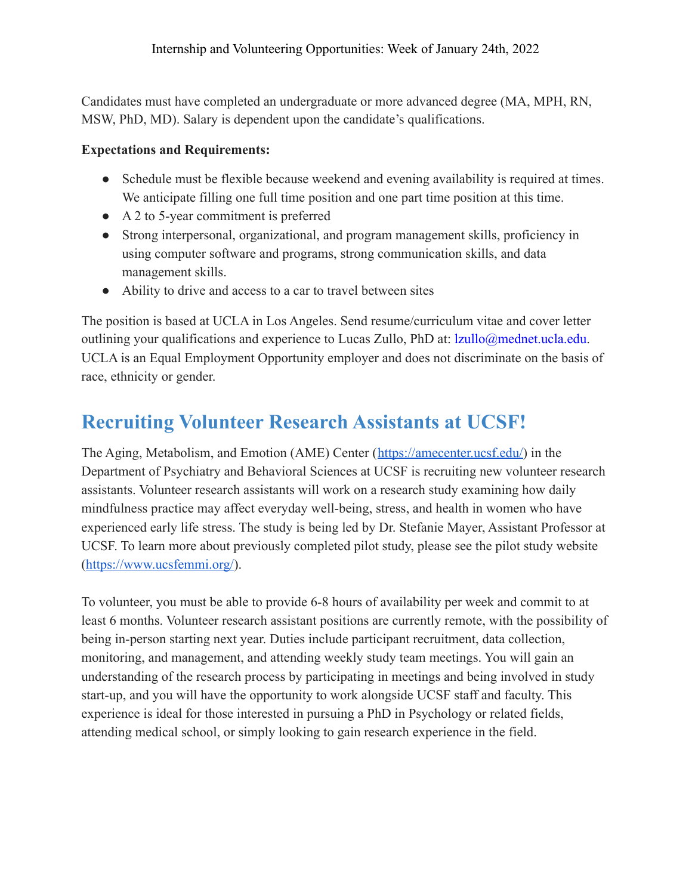Candidates must have completed an undergraduate or more advanced degree (MA, MPH, RN, MSW, PhD, MD). Salary is dependent upon the candidate's qualifications.

**Expectations and Requirements:**

- Schedule must be flexible because weekend and evening availability is required at times. We anticipate filling one full time position and one part time position at this time.
- A 2 to 5-year commitment is preferred
- Strong interpersonal, organizational, and program management skills, proficiency in using computer software and programs, strong communication skills, and data management skills.
- Ability to drive and access to a car to travel between sites

The position is based at UCLA in Los Angeles. Send resume/curriculum vitae and cover letter outlining your qualifications and experience to Lucas Zullo, PhD at: lzullo@mednet.ucla.edu. UCLA is an Equal Employment Opportunity employer and does not discriminate on the basis of race, ethnicity or gender.

## Recruiting Volunteer Research Assistants at UCSF!

The Aging, Metabolism, and Emotion (AME) Center (https://amecenter.ucsf.edu/) in the Department of Psychiatry and Behavioral Sciences at UCSF is recruiting new volunteer research assistants. Volunteer research assistants will work on a research study examining how daily mindfulness practice may affect everyday well-being, stress, and health in women who have experienced early life stress. The study is being led by Dr. Stefanie Mayer, Assistant Professor at UCSF. To learn more about previously completed pilot study, please see the pilot study website (https://www.ucsfemmi.org/).

To volunteer, you must be able to provide 6-8 hours of availability per week and commit to at least 6 months. Volunteer research assistant positions are currently remote, with the possibility of being in-person starting next year. Duties include participant recruitment, data collection, monitoring, and management, and attending weekly study team meetings. You will gain an understanding of the research process by participating in meetings and being involved in study start-up, and you will have the opportunity to work alongside UCSF staff and faculty. This experience is ideal for those interested in pursuing a PhD in Psychology or related fields, attending medical school, or simply looking to gain research experience in the field.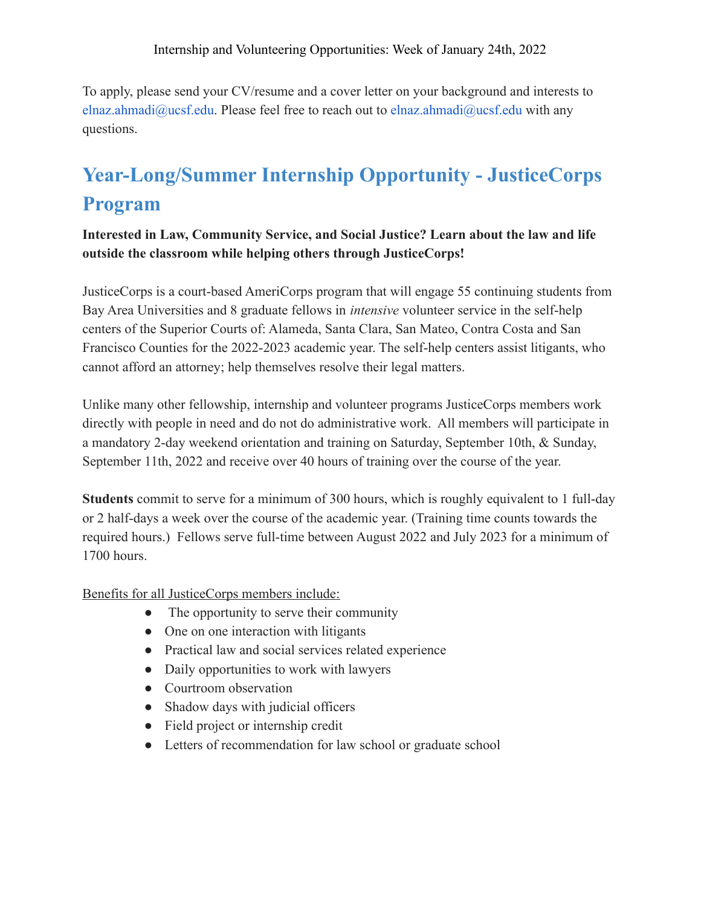Internship and Volunteering Opportunities: Week of January 24th, 2022

To apply, please send your CV/resume and a cover letter on your background and interests to elnaz.ahmadi@ucsf.edu. Please feel free to reach out to elnaz.ahmadi@ucsf.edu with any questions.

## Year-Long/Summer Internship Opportunity - JusticeCorps Program

**Interested in Law, Community Service, and Social Justice? Learn about the law and life outside the classroom while helping others through JusticeCorps!**

JusticeCorps is a court-based AmeriCorps program that will engage 55 continuing students from Bay Area Universities and 8 graduate fellows in *intensive* volunteer service in the self-help centers of the Superior Courts of: Alameda, Santa Clara, San Mateo, Contra Costa and San Francisco Counties for the 2022-2023 academic year. The self-help centers assist litigants, who cannot afford an attorney; help themselves resolve their legal matters.

Unlike many other fellowship, internship and volunteer programs JusticeCorps members work directly with people in need and do not do administrative work. All members will participate in a mandatory 2-day weekend orientation and training on Saturday, September 10th, & Sunday, September 11th, 2022 and receive over 40 hours of training over the course of the year.

**Students** commit to serve for a minimum of 300 hours, which is roughly equivalent to 1 full-day or 2 half-days a week over the course of the academic year. (Training time counts towards the required hours.) Fellows serve full-time between August 2022 and July 2023 for a minimum of 1700 hours.

Benefits for all JusticeCorps members include:

- The opportunity to serve their community
- One on one interaction with litigants
- Practical law and social services related experience
- Daily opportunities to work with lawyers
- Courtroom observation
- Shadow days with judicial officers
- Field project or internship credit
- Letters of recommendation for law school or graduate school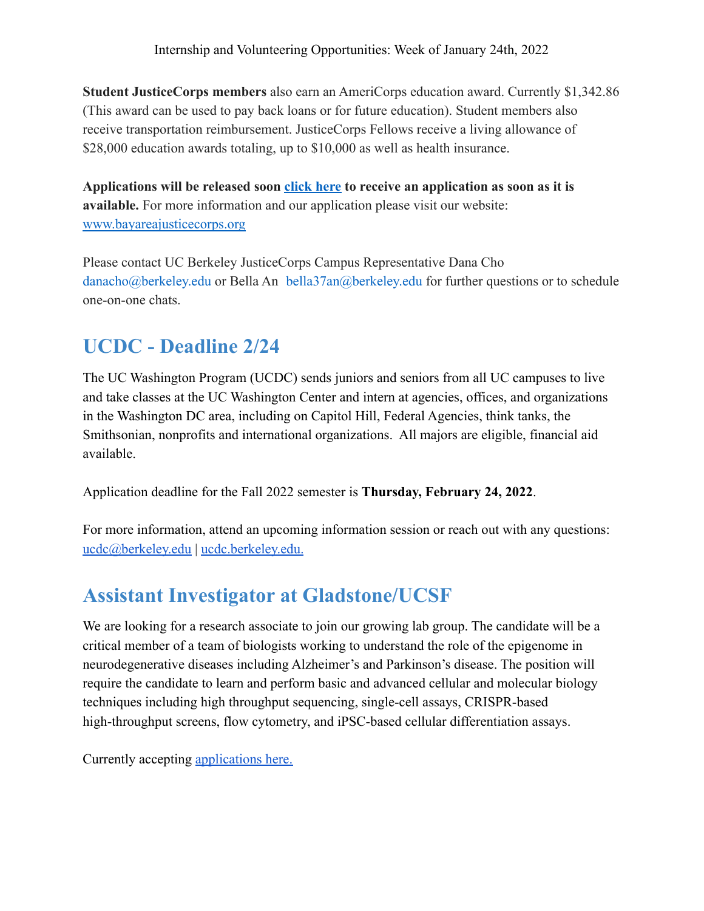**Student JusticeCorps members** also earn an AmeriCorps education award. Currently $1,342.86 (This award can be used to pay back loans or for future education). Student members also receive transportation reimbursement. JusticeCorps Fellows receive a living allowance of $28,000 education awards totaling, up to $10,000 as well as health insurance.

**Applications will be released soon click here to receive an application as soon as it is available.** For more information and our application please visit our website: www.bayareajusticecorps.org

Please contact UC Berkeley JusticeCorps Campus Representative Dana Cho danacho@berkeley.edu or Bella An bella37an@berkeley.edu for further questions or to schedule one-on-one chats.

## UCDC - Deadline 2/24

The UC Washington Program (UCDC) sends juniors and seniors from all UC campuses to live and take classes at the UC Washington Center and intern at agencies, offices, and organizations in the Washington DC area, including on Capitol Hill, Federal Agencies, think tanks, the Smithsonian, nonprofits and international organizations. All majors are eligible, financial aid available.

Application deadline for the Fall 2022 semester is **Thursday, February 24, 2022**.

For more information, attend an upcoming information session or reach out with any questions: ucdc@berkeley.edu | ucdc.berkeley.edu.

## Assistant Investigator at Gladstone/UCSF

We are looking for a research associate to join our growing lab group. The candidate will be a critical member of a team of biologists working to understand the role of the epigenome in neurodegenerative diseases including Alzheimer's and Parkinson's disease. The position will require the candidate to learn and perform basic and advanced cellular and molecular biology techniques including high throughput sequencing, single-cell assays, CRISPR-based high-throughput screens, flow cytometry, and iPSC-based cellular differentiation assays.

Currently accepting applications here.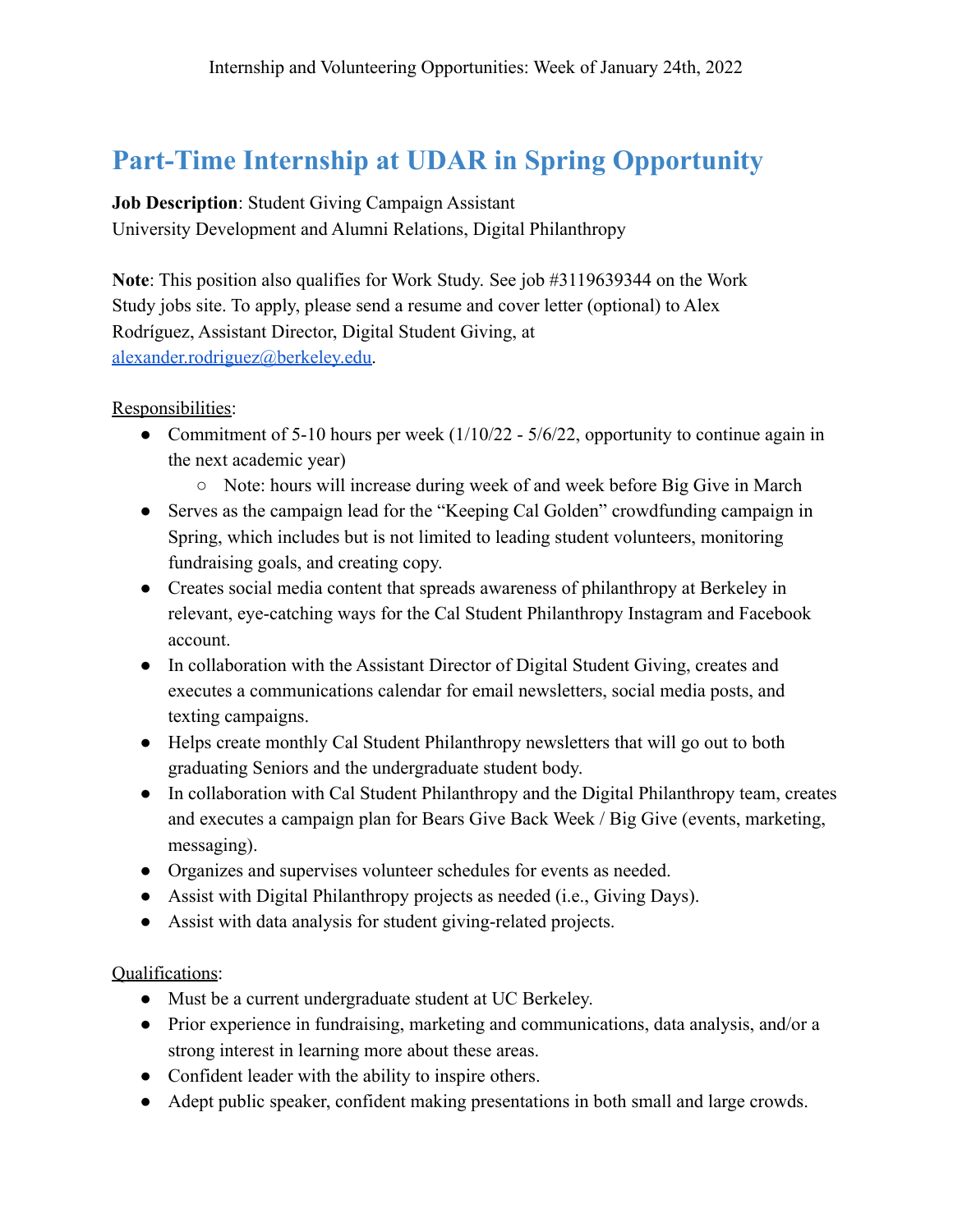# Part-Time Internship at UDAR in Spring Opportunity

**Job Description**: Student Giving Campaign Assistant
University Development and Alumni Relations, Digital Philanthropy

**Note**: This position also qualifies for Work Study. See job #3119639344 on the Work Study jobs site. To apply, please send a resume and cover letter (optional) to Alex Rodríguez, Assistant Director, Digital Student Giving, at [alexander.rodriguez@berkeley.edu](mailto:alexander.rodriguez@berkeley.edu).

Responsibilities:

- Commitment of 5-10 hours per week (1/10/22 - 5/6/22, opportunity to continue again in the next academic year)
  - Note: hours will increase during week of and week before Big Give in March
- Serves as the campaign lead for the "Keeping Cal Golden" crowdfunding campaign in Spring, which includes but is not limited to leading student volunteers, monitoring fundraising goals, and creating copy.
- Creates social media content that spreads awareness of philanthropy at Berkeley in relevant, eye-catching ways for the Cal Student Philanthropy Instagram and Facebook account.
- In collaboration with the Assistant Director of Digital Student Giving, creates and executes a communications calendar for email newsletters, social media posts, and texting campaigns.
- Helps create monthly Cal Student Philanthropy newsletters that will go out to both graduating Seniors and the undergraduate student body.
- In collaboration with Cal Student Philanthropy and the Digital Philanthropy team, creates and executes a campaign plan for Bears Give Back Week / Big Give (events, marketing, messaging).
- Organizes and supervises volunteer schedules for events as needed.
- Assist with Digital Philanthropy projects as needed (i.e., Giving Days).
- Assist with data analysis for student giving-related projects.

Qualifications:

- Must be a current undergraduate student at UC Berkeley.
- Prior experience in fundraising, marketing and communications, data analysis, and/or a strong interest in learning more about these areas.
- Confident leader with the ability to inspire others.
- Adept public speaker, confident making presentations in both small and large crowds.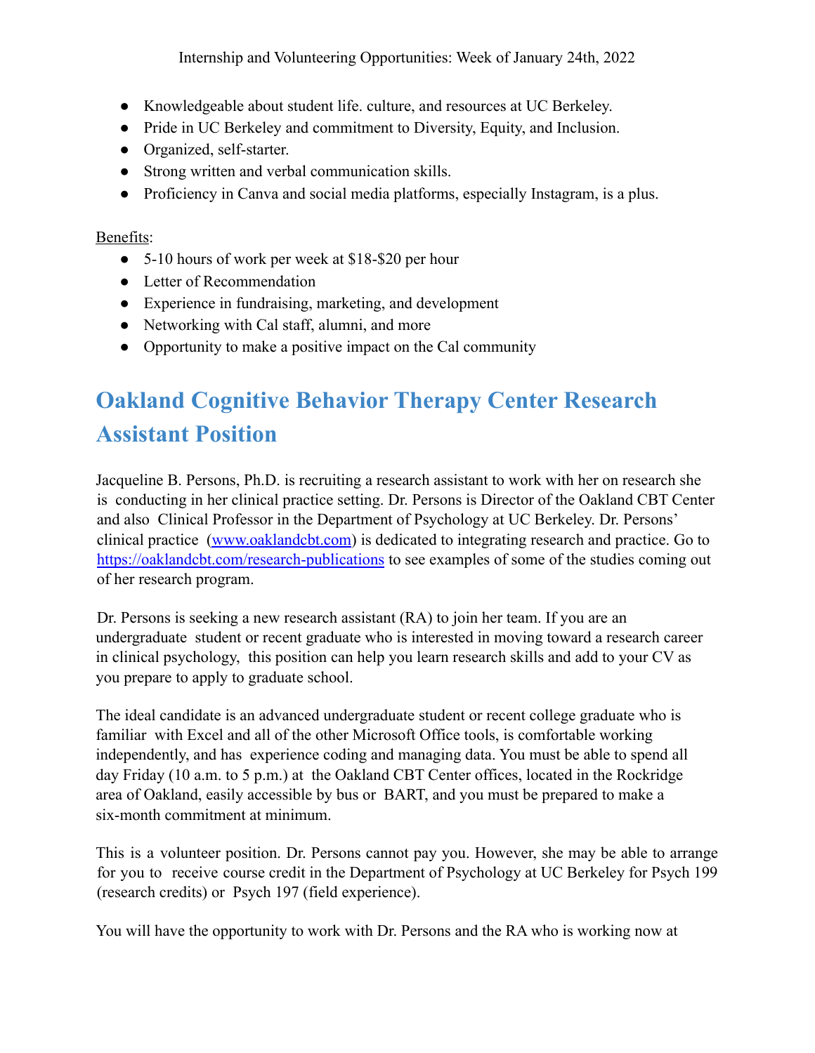- Knowledgeable about student life. culture, and resources at UC Berkeley.
- Pride in UC Berkeley and commitment to Diversity, Equity, and Inclusion.
- Organized, self-starter.
- Strong written and verbal communication skills.
- Proficiency in Canva and social media platforms, especially Instagram, is a plus.

Benefits:

- 5-10 hours of work per week at $18-$20 per hour
- Letter of Recommendation
- Experience in fundraising, marketing, and development
- Networking with Cal staff, alumni, and more
- Opportunity to make a positive impact on the Cal community

## Oakland Cognitive Behavior Therapy Center Research Assistant Position

Jacqueline B. Persons, Ph.D. is recruiting a research assistant to work with her on research she is conducting in her clinical practice setting. Dr. Persons is Director of the Oakland CBT Center and also Clinical Professor in the Department of Psychology at UC Berkeley. Dr. Persons' clinical practice ([www.oaklandcbt.com](www.oaklandcbt.com)) is dedicated to integrating research and practice. Go to [https://oaklandcbt.com/research-publications](https://oaklandcbt.com/research-publications) to see examples of some of the studies coming out of her research program.

Dr. Persons is seeking a new research assistant (RA) to join her team. If you are an undergraduate student or recent graduate who is interested in moving toward a research career in clinical psychology, this position can help you learn research skills and add to your CV as you prepare to apply to graduate school.

The ideal candidate is an advanced undergraduate student or recent college graduate who is familiar with Excel and all of the other Microsoft Office tools, is comfortable working independently, and has experience coding and managing data. You must be able to spend all day Friday (10 a.m. to 5 p.m.) at the Oakland CBT Center offices, located in the Rockridge area of Oakland, easily accessible by bus or BART, and you must be prepared to make a six-month commitment at minimum.

This is a volunteer position. Dr. Persons cannot pay you. However, she may be able to arrange for you to receive course credit in the Department of Psychology at UC Berkeley for Psych 199 (research credits) or Psych 197 (field experience).

You will have the opportunity to work with Dr. Persons and the RA who is working now at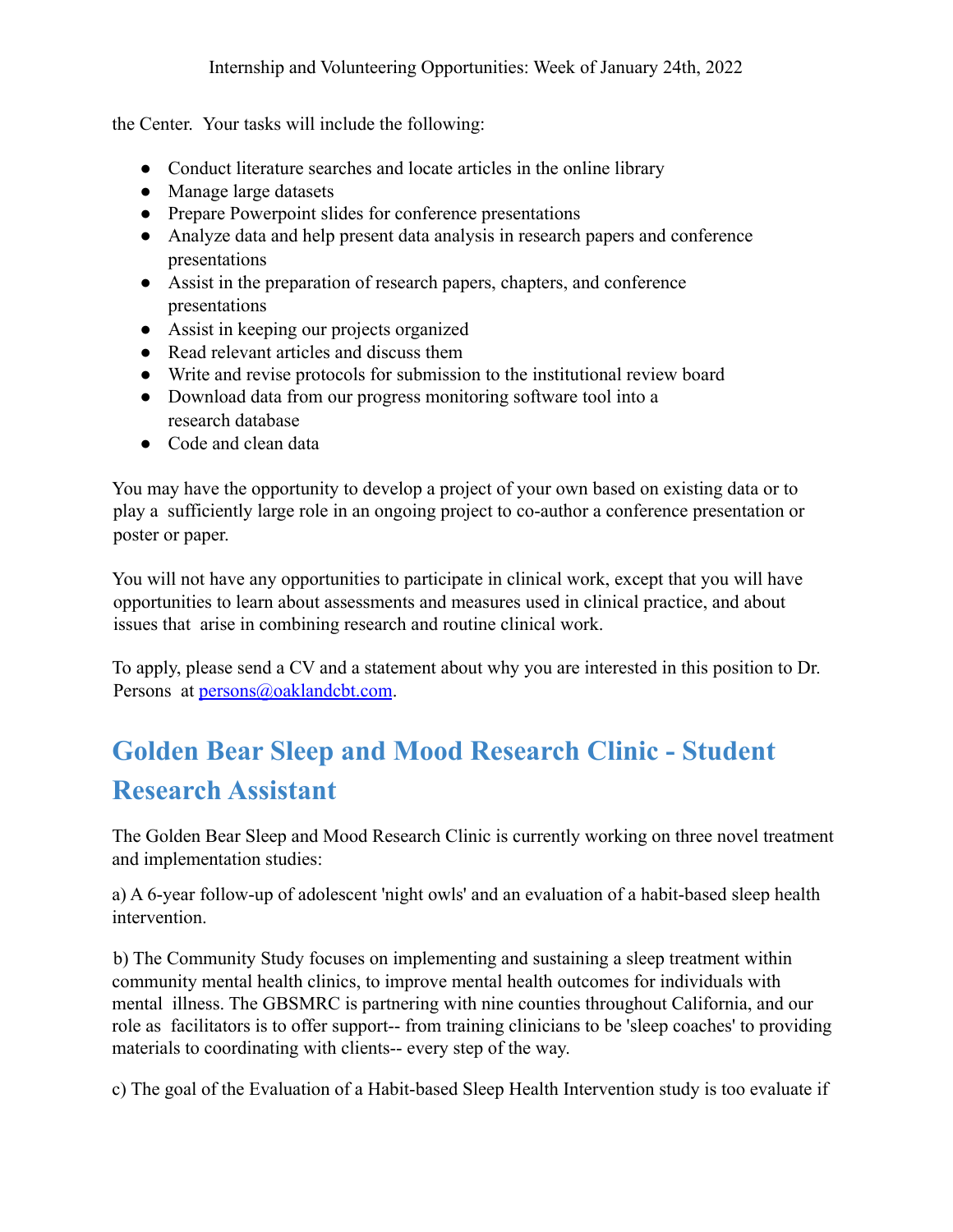the Center. Your tasks will include the following:

- Conduct literature searches and locate articles in the online library
- Manage large datasets
- Prepare Powerpoint slides for conference presentations
- Analyze data and help present data analysis in research papers and conference presentations
- Assist in the preparation of research papers, chapters, and conference presentations
- Assist in keeping our projects organized
- Read relevant articles and discuss them
- Write and revise protocols for submission to the institutional review board
- Download data from our progress monitoring software tool into a research database
- Code and clean data

You may have the opportunity to develop a project of your own based on existing data or to play a sufficiently large role in an ongoing project to co-author a conference presentation or poster or paper.

You will not have any opportunities to participate in clinical work, except that you will have opportunities to learn about assessments and measures used in clinical practice, and about issues that arise in combining research and routine clinical work.

To apply, please send a CV and a statement about why you are interested in this position to Dr. Persons at [persons@oaklandcbt.com](mailto:persons@oaklandcbt.com).

## Golden Bear Sleep and Mood Research Clinic - Student Research Assistant

The Golden Bear Sleep and Mood Research Clinic is currently working on three novel treatment and implementation studies:

a) A 6-year follow-up of adolescent 'night owls' and an evaluation of a habit-based sleep health intervention.

b) The Community Study focuses on implementing and sustaining a sleep treatment within community mental health clinics, to improve mental health outcomes for individuals with mental illness. The GBSMRC is partnering with nine counties throughout California, and our role as facilitators is to offer support-- from training clinicians to be 'sleep coaches' to providing materials to coordinating with clients-- every step of the way.

c) The goal of the Evaluation of a Habit-based Sleep Health Intervention study is too evaluate if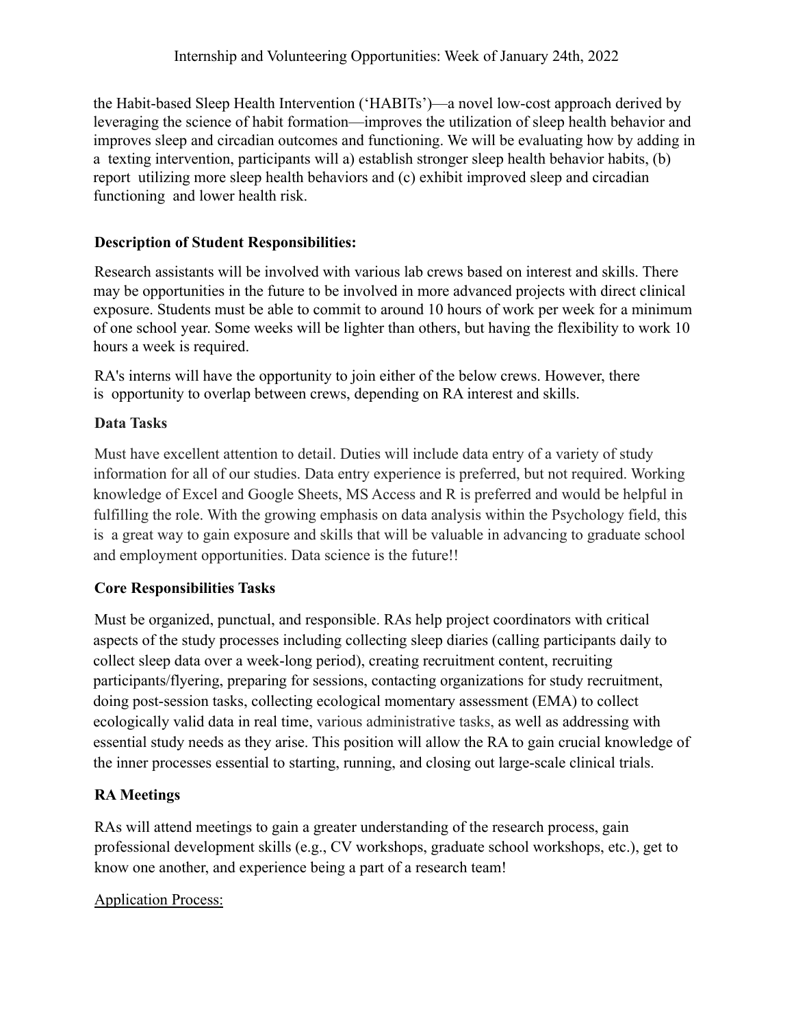the Habit-based Sleep Health Intervention ('HABITs')—a novel low-cost approach derived by leveraging the science of habit formation—improves the utilization of sleep health behavior and improves sleep and circadian outcomes and functioning. We will be evaluating how by adding in a texting intervention, participants will a) establish stronger sleep health behavior habits, (b) report utilizing more sleep health behaviors and (c) exhibit improved sleep and circadian functioning and lower health risk.

**Description of Student Responsibilities:**

Research assistants will be involved with various lab crews based on interest and skills. There may be opportunities in the future to be involved in more advanced projects with direct clinical exposure. Students must be able to commit to around 10 hours of work per week for a minimum of one school year. Some weeks will be lighter than others, but having the flexibility to work 10 hours a week is required.

RA's interns will have the opportunity to join either of the below crews. However, there is opportunity to overlap between crews, depending on RA interest and skills.

**Data Tasks**

Must have excellent attention to detail. Duties will include data entry of a variety of study information for all of our studies. Data entry experience is preferred, but not required. Working knowledge of Excel and Google Sheets, MS Access and R is preferred and would be helpful in fulfilling the role. With the growing emphasis on data analysis within the Psychology field, this is a great way to gain exposure and skills that will be valuable in advancing to graduate school and employment opportunities. Data science is the future!!

**Core Responsibilities Tasks**

Must be organized, punctual, and responsible. RAs help project coordinators with critical aspects of the study processes including collecting sleep diaries (calling participants daily to collect sleep data over a week-long period), creating recruitment content, recruiting participants/flyering, preparing for sessions, contacting organizations for study recruitment, doing post-session tasks, collecting ecological momentary assessment (EMA) to collect ecologically valid data in real time, various administrative tasks, as well as addressing with essential study needs as they arise. This position will allow the RA to gain crucial knowledge of the inner processes essential to starting, running, and closing out large-scale clinical trials.

**RA Meetings**

RAs will attend meetings to gain a greater understanding of the research process, gain professional development skills (e.g., CV workshops, graduate school workshops, etc.), get to know one another, and experience being a part of a research team!

Application Process: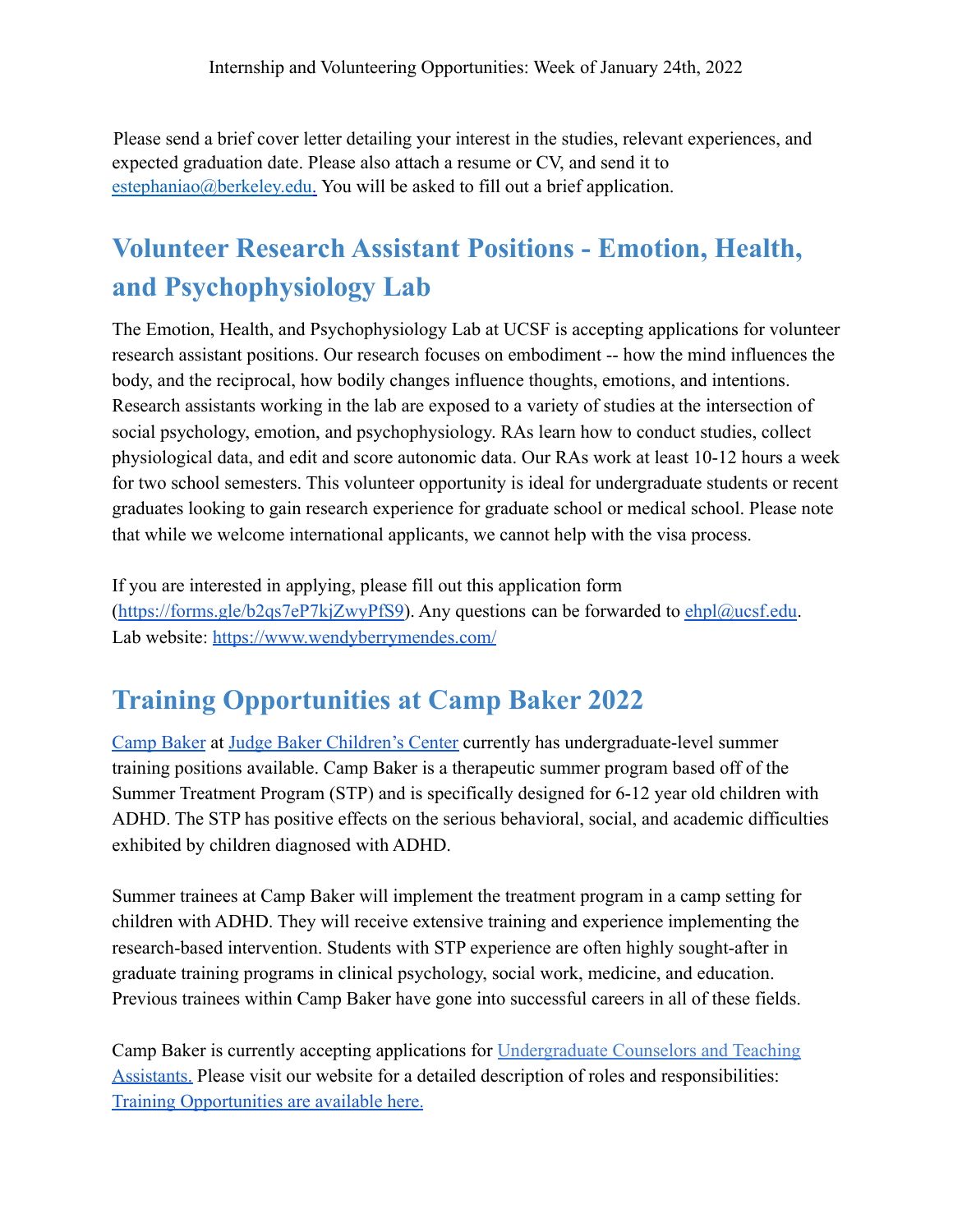Please send a brief cover letter detailing your interest in the studies, relevant experiences, and expected graduation date. Please also attach a resume or CV, and send it to estephaniao@berkeley.edu. You will be asked to fill out a brief application.

## Volunteer Research Assistant Positions - Emotion, Health, and Psychophysiology Lab

The Emotion, Health, and Psychophysiology Lab at UCSF is accepting applications for volunteer research assistant positions. Our research focuses on embodiment -- how the mind influences the body, and the reciprocal, how bodily changes influence thoughts, emotions, and intentions. Research assistants working in the lab are exposed to a variety of studies at the intersection of social psychology, emotion, and psychophysiology. RAs learn how to conduct studies, collect physiological data, and edit and score autonomic data. Our RAs work at least 10-12 hours a week for two school semesters. This volunteer opportunity is ideal for undergraduate students or recent graduates looking to gain research experience for graduate school or medical school. Please note that while we welcome international applicants, we cannot help with the visa process.

If you are interested in applying, please fill out this application form (https://forms.gle/b2qs7eP7kjZwyPfS9). Any questions can be forwarded to ehpl@ucsf.edu. Lab website: https://www.wendyberrymendes.com/

## Training Opportunities at Camp Baker 2022

Camp Baker at Judge Baker Children's Center currently has undergraduate-level summer training positions available. Camp Baker is a therapeutic summer program based off of the Summer Treatment Program (STP) and is specifically designed for 6-12 year old children with ADHD. The STP has positive effects on the serious behavioral, social, and academic difficulties exhibited by children diagnosed with ADHD.

Summer trainees at Camp Baker will implement the treatment program in a camp setting for children with ADHD. They will receive extensive training and experience implementing the research-based intervention. Students with STP experience are often highly sought-after in graduate training programs in clinical psychology, social work, medicine, and education. Previous trainees within Camp Baker have gone into successful careers in all of these fields.

Camp Baker is currently accepting applications for Undergraduate Counselors and Teaching Assistants. Please visit our website for a detailed description of roles and responsibilities: Training Opportunities are available here.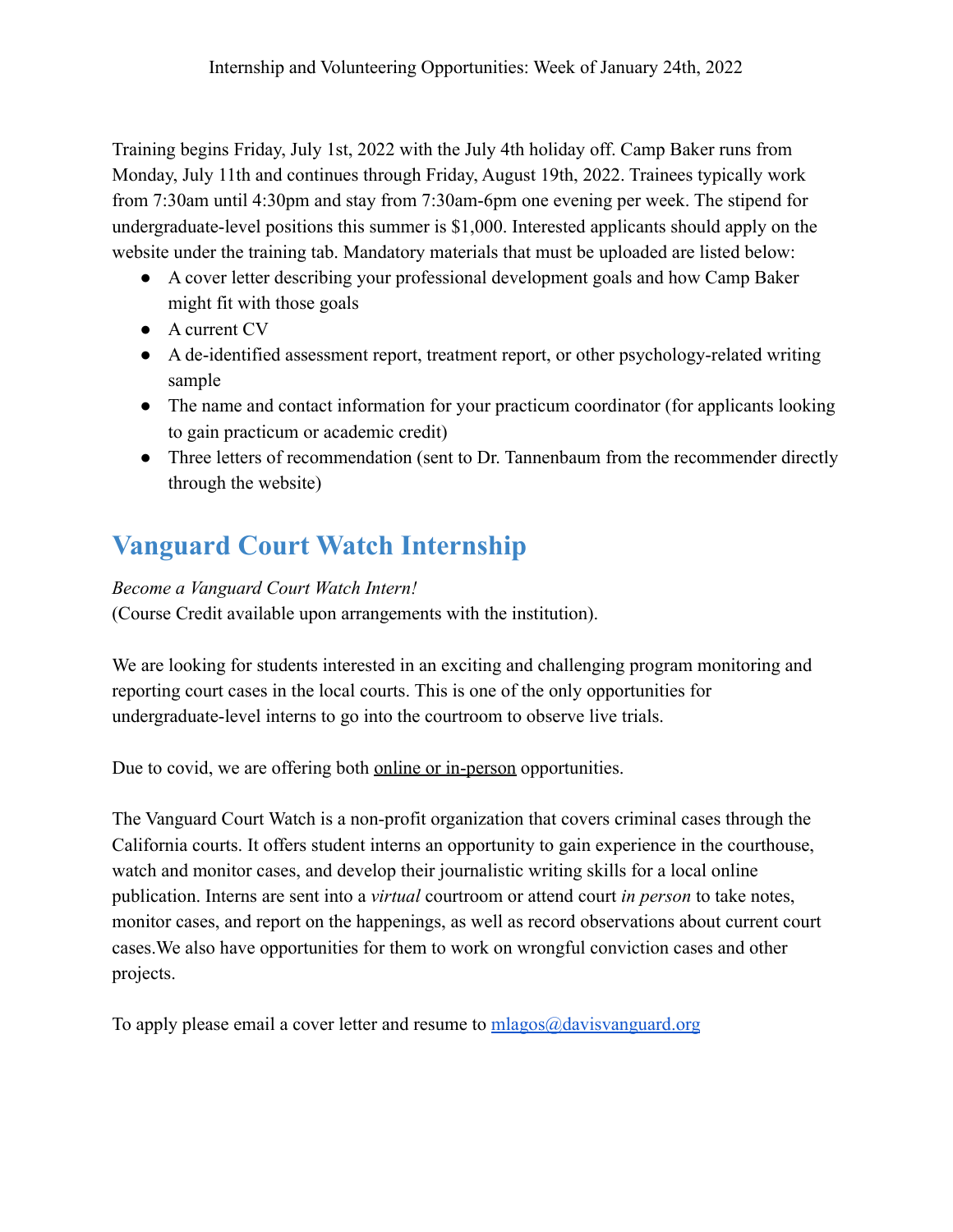Training begins Friday, July 1st, 2022 with the July 4th holiday off. Camp Baker runs from Monday, July 11th and continues through Friday, August 19th, 2022. Trainees typically work from 7:30am until 4:30pm and stay from 7:30am-6pm one evening per week. The stipend for undergraduate-level positions this summer is $1,000. Interested applicants should apply on the website under the training tab. Mandatory materials that must be uploaded are listed below:

- A cover letter describing your professional development goals and how Camp Baker might fit with those goals
- A current CV
- A de-identified assessment report, treatment report, or other psychology-related writing sample
- The name and contact information for your practicum coordinator (for applicants looking to gain practicum or academic credit)
- Three letters of recommendation (sent to Dr. Tannenbaum from the recommender directly through the website)

## Vanguard Court Watch Internship

*Become a Vanguard Court Watch Intern!*
(Course Credit available upon arrangements with the institution).

We are looking for students interested in an exciting and challenging program monitoring and reporting court cases in the local courts. This is one of the only opportunities for undergraduate-level interns to go into the courtroom to observe live trials.

Due to covid, we are offering both online or in-person opportunities.

The Vanguard Court Watch is a non-profit organization that covers criminal cases through the California courts. It offers student interns an opportunity to gain experience in the courthouse, watch and monitor cases, and develop their journalistic writing skills for a local online publication. Interns are sent into a *virtual* courtroom or attend court *in person* to take notes, monitor cases, and report on the happenings, as well as record observations about current court cases.We also have opportunities for them to work on wrongful conviction cases and other projects.

To apply please email a cover letter and resume to mlagos@davisvanguard.org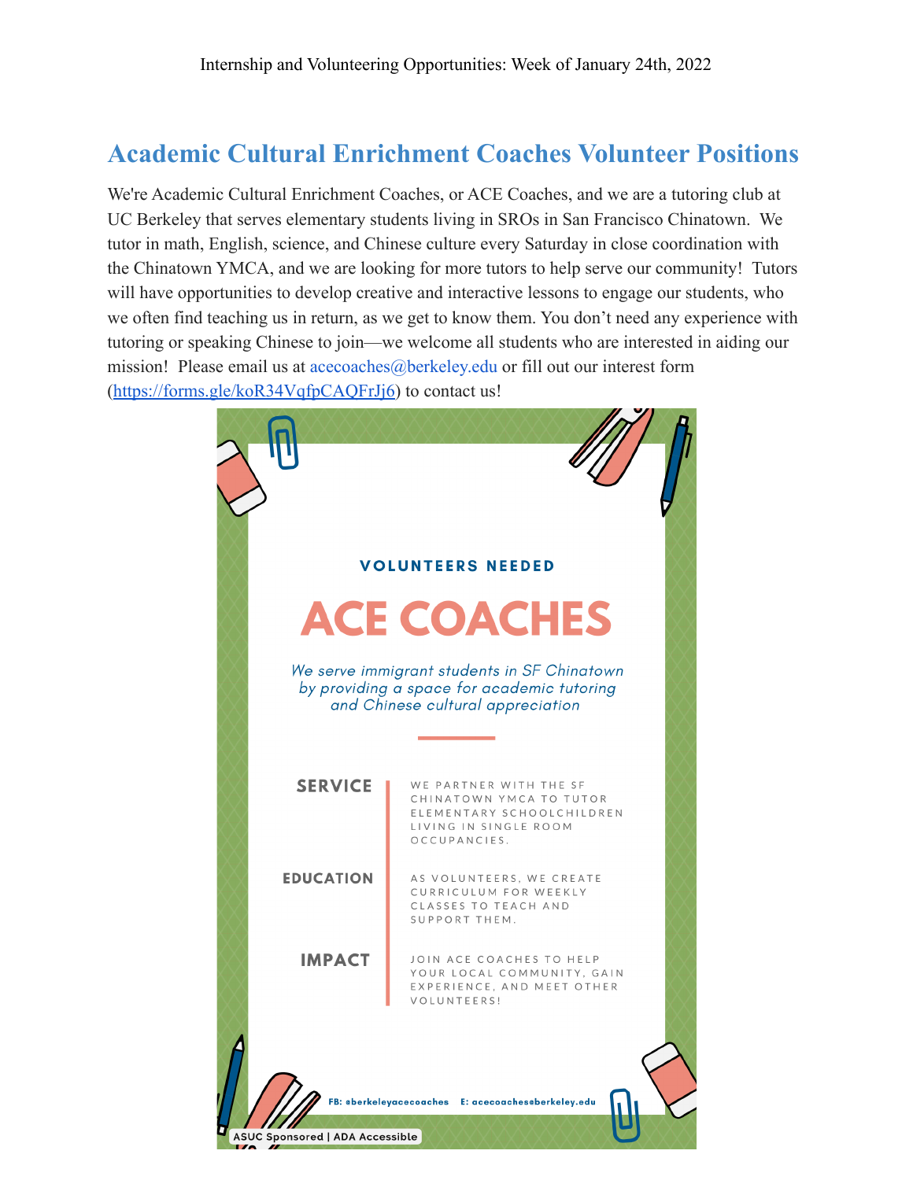Internship and Volunteering Opportunities: Week of January 24th, 2022

## Academic Cultural Enrichment Coaches Volunteer Positions

We're Academic Cultural Enrichment Coaches, or ACE Coaches, and we are a tutoring club at UC Berkeley that serves elementary students living in SROs in San Francisco Chinatown. We tutor in math, English, science, and Chinese culture every Saturday in close coordination with the Chinatown YMCA, and we are looking for more tutors to help serve our community! Tutors will have opportunities to develop creative and interactive lessons to engage our students, who we often find teaching us in return, as we get to know them. You don't need any experience with tutoring or speaking Chinese to join—we welcome all students who are interested in aiding our mission! Please email us at acecoaches@berkeley.edu or fill out our interest form (https://forms.gle/koR34VqfpCAQFrJj6) to contact us!

VOLUNTEERS NEEDED

# ACE COACHES

*We serve immigrant students in SF Chinatown by providing a space for academic tutoring and Chinese cultural appreciation*

**SERVICE** — WE PARTNER WITH THE SF CHINATOWN YMCA TO TUTOR ELEMENTARY SCHOOLCHILDREN LIVING IN SINGLE ROOM OCCUPANCIES.

**EDUCATION** — AS VOLUNTEERS, WE CREATE CURRICULUM FOR WEEKLY CLASSES TO TEACH AND SUPPORT THEM.

**IMPACT** — JOIN ACE COACHES TO HELP YOUR LOCAL COMMUNITY, GAIN EXPERIENCE, AND MEET OTHER VOLUNTEERS!

FB: @berkeleyacecoaches E: acecoaches@berkeley.edu

ASUC Sponsored | ADA Accessible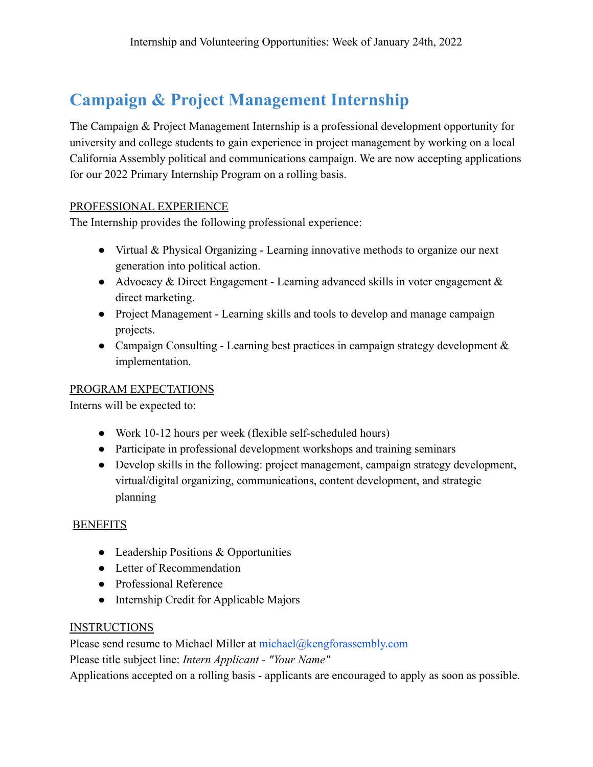Internship and Volunteering Opportunities: Week of January 24th, 2022

# Campaign & Project Management Internship

The Campaign & Project Management Internship is a professional development opportunity for university and college students to gain experience in project management by working on a local California Assembly political and communications campaign. We are now accepting applications for our 2022 Primary Internship Program on a rolling basis.

PROFESSIONAL EXPERIENCE

The Internship provides the following professional experience:

- Virtual & Physical Organizing - Learning innovative methods to organize our next generation into political action.
- Advocacy & Direct Engagement - Learning advanced skills in voter engagement & direct marketing.
- Project Management - Learning skills and tools to develop and manage campaign projects.
- Campaign Consulting - Learning best practices in campaign strategy development & implementation.

PROGRAM EXPECTATIONS

Interns will be expected to:

- Work 10-12 hours per week (flexible self-scheduled hours)
- Participate in professional development workshops and training seminars
- Develop skills in the following: project management, campaign strategy development, virtual/digital organizing, communications, content development, and strategic planning

BENEFITS

- Leadership Positions & Opportunities
- Letter of Recommendation
- Professional Reference
- Internship Credit for Applicable Majors

INSTRUCTIONS

Please send resume to Michael Miller at michael@kengforassembly.com

Please title subject line: *Intern Applicant - "Your Name"*

Applications accepted on a rolling basis - applicants are encouraged to apply as soon as possible.